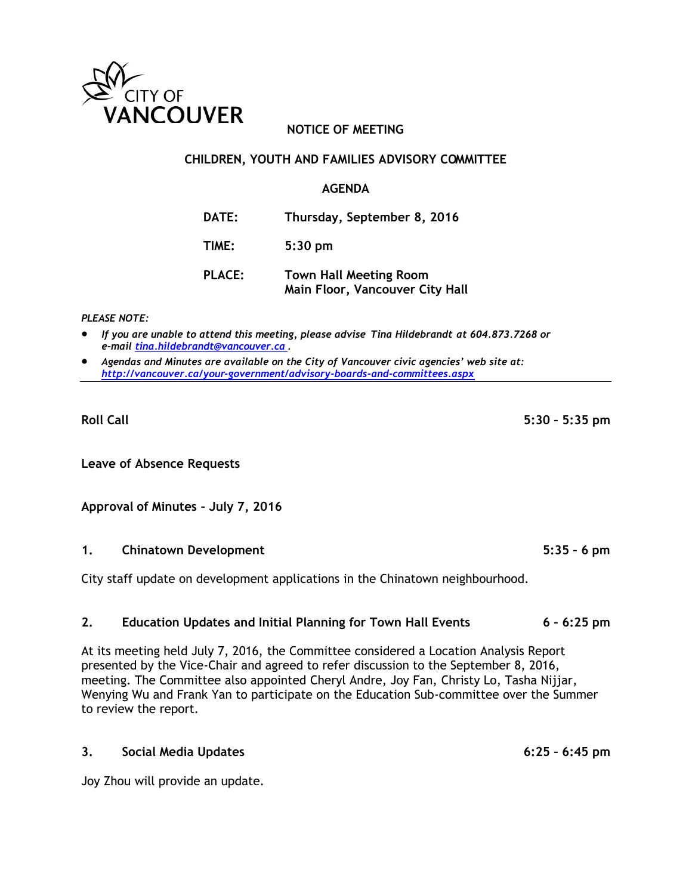CITY OF VANCOUVER

# NOTICE OF MEETING

## CHILDREN, YOUTH AND FAMILIES ADVISORY COMMITTEE

## AGENDA

**DATE:** Thursday, September 8, 2016

**TIME:** 5:30 pm

**PLACE:** Town Hall Meeting Room
Main Floor, Vancouver City Hall

*PLEASE NOTE:*

- *If you are unable to attend this meeting, please advise Tina Hildebrandt at 604.873.7268 or e-mail tina.hildebrandt@vancouver.ca .*
- *Agendas and Minutes are available on the City of Vancouver civic agencies' web site at: http://vancouver.ca/your-government/advisory-boards-and-committees.aspx*

---

**Roll Call** — 5:30 – 5:35 pm

**Leave of Absence Requests**

**Approval of Minutes – July 7, 2016**

**1. Chinatown Development** — 5:35 – 6 pm

City staff update on development applications in the Chinatown neighbourhood.

**2. Education Updates and Initial Planning for Town Hall Events** — 6 – 6:25 pm

At its meeting held July 7, 2016, the Committee considered a Location Analysis Report presented by the Vice-Chair and agreed to refer discussion to the September 8, 2016, meeting. The Committee also appointed Cheryl Andre, Joy Fan, Christy Lo, Tasha Nijjar, Wenying Wu and Frank Yan to participate on the Education Sub-committee over the Summer to review the report.

**3. Social Media Updates** — 6:25 – 6:45 pm

Joy Zhou will provide an update.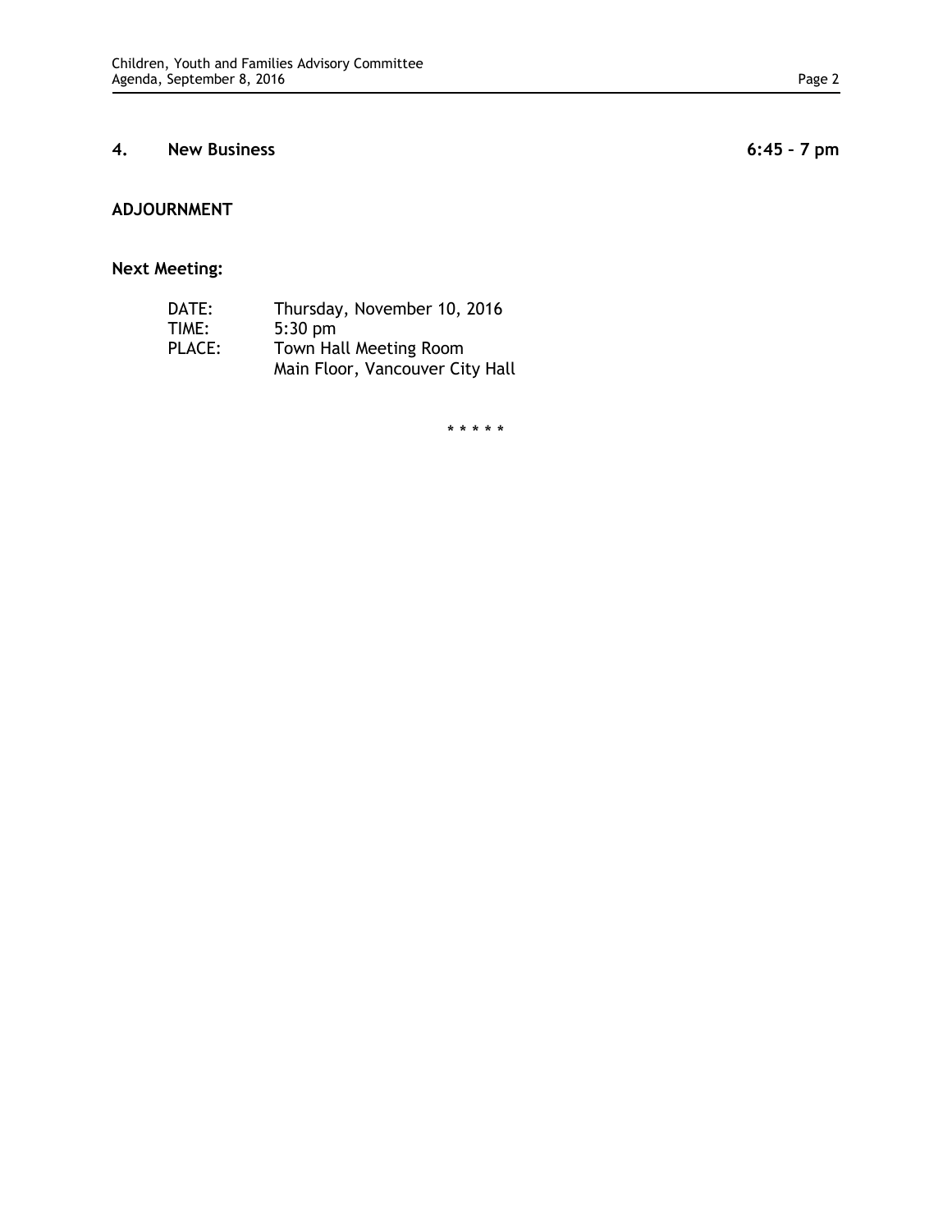## 4. New Business 6:45 – 7 pm

## ADJOURNMENT

**Next Meeting:**

| | |
|---|---|
| DATE: | Thursday, November 10, 2016 |
| TIME: | 5:30 pm |
| PLACE: | Town Hall Meeting Room<br>Main Floor, Vancouver City Hall |

\* \* \* \* \*